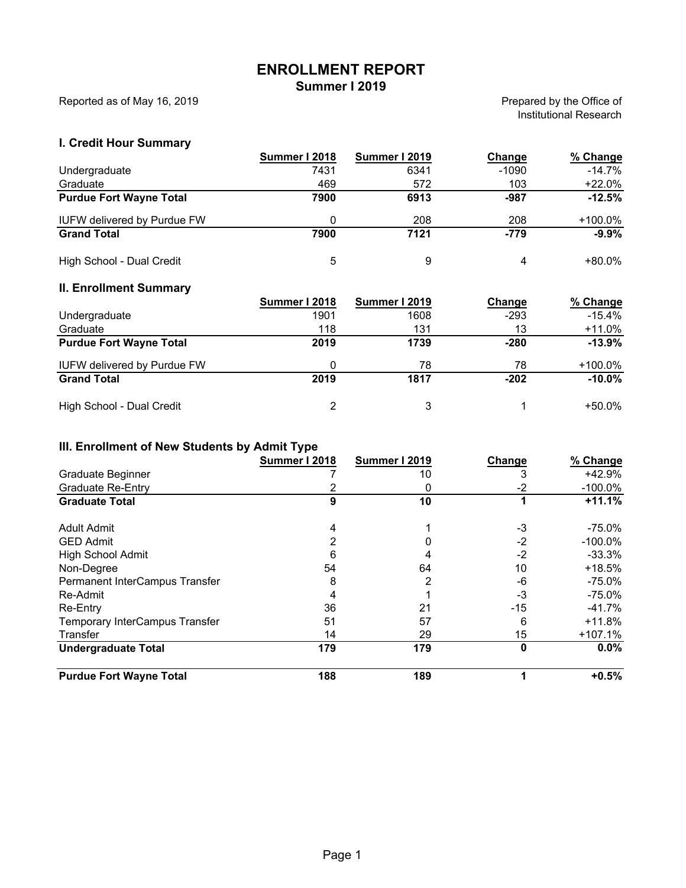# ENROLLMENT REPORT

## Summer I 2019

Reported as of May 16, 2019

Prepared by the Office of Institutional Research

### I. Credit Hour Summary

| | Summer I 2018 | Summer I 2019 | Change | % Change |
|---|---|---|---|---|
| Undergraduate | 7431 | 6341 | -1090 | -14.7% |
| Graduate | 469 | 572 | 103 | +22.0% |
| **Purdue Fort Wayne Total** | **7900** | **6913** | **-987** | **-12.5%** |
| IUFW delivered by Purdue FW | 0 | 208 | 208 | +100.0% |
| **Grand Total** | **7900** | **7121** | **-779** | **-9.9%** |
| High School - Dual Credit | 5 | 9 | 4 | +80.0% |

### II. Enrollment Summary

| | Summer I 2018 | Summer I 2019 | Change | % Change |
|---|---|---|---|---|
| Undergraduate | 1901 | 1608 | -293 | -15.4% |
| Graduate | 118 | 131 | 13 | +11.0% |
| **Purdue Fort Wayne Total** | **2019** | **1739** | **-280** | **-13.9%** |
| IUFW delivered by Purdue FW | 0 | 78 | 78 | +100.0% |
| **Grand Total** | **2019** | **1817** | **-202** | **-10.0%** |
| High School - Dual Credit | 2 | 3 | 1 | +50.0% |

### III. Enrollment of New Students by Admit Type

| | Summer I 2018 | Summer I 2019 | Change | % Change |
|---|---|---|---|---|
| Graduate Beginner | 7 | 10 | 3 | +42.9% |
| Graduate Re-Entry | 2 | 0 | -2 | -100.0% |
| **Graduate Total** | **9** | **10** | **1** | **+11.1%** |
| Adult Admit | 4 | 1 | -3 | -75.0% |
| GED Admit | 2 | 0 | -2 | -100.0% |
| High School Admit | 6 | 4 | -2 | -33.3% |
| Non-Degree | 54 | 64 | 10 | +18.5% |
| Permanent InterCampus Transfer | 8 | 2 | -6 | -75.0% |
| Re-Admit | 4 | 1 | -3 | -75.0% |
| Re-Entry | 36 | 21 | -15 | -41.7% |
| Temporary InterCampus Transfer | 51 | 57 | 6 | +11.8% |
| Transfer | 14 | 29 | 15 | +107.1% |
| **Undergraduate Total** | **179** | **179** | **0** | **0.0%** |
| **Purdue Fort Wayne Total** | **188** | **189** | **1** | **+0.5%** |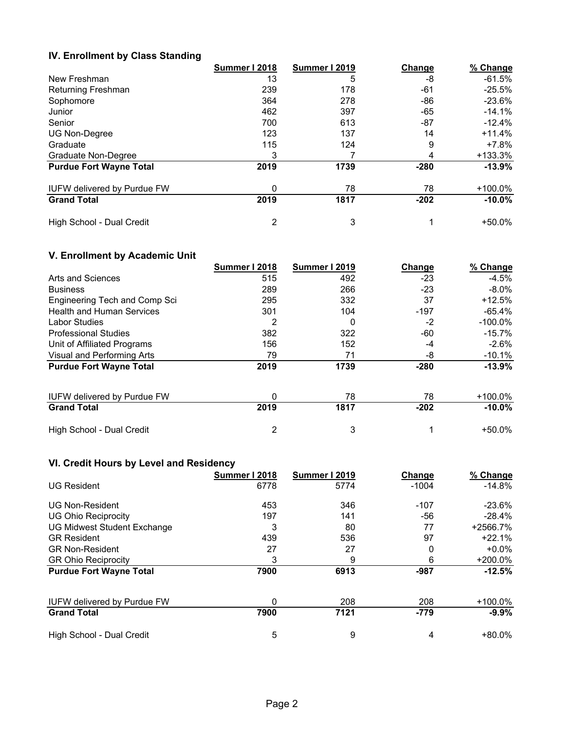## IV. Enrollment by Class Standing

| | Summer I 2018 | Summer I 2019 | Change | % Change |
|---|---|---|---|---|
| New Freshman | 13 | 5 | -8 | -61.5% |
| Returning Freshman | 239 | 178 | -61 | -25.5% |
| Sophomore | 364 | 278 | -86 | -23.6% |
| Junior | 462 | 397 | -65 | -14.1% |
| Senior | 700 | 613 | -87 | -12.4% |
| UG Non-Degree | 123 | 137 | 14 | +11.4% |
| Graduate | 115 | 124 | 9 | +7.8% |
| Graduate Non-Degree | 3 | 7 | 4 | +133.3% |
| **Purdue Fort Wayne Total** | **2019** | **1739** | **-280** | **-13.9%** |
| IUFW delivered by Purdue FW | 0 | 78 | 78 | +100.0% |
| **Grand Total** | **2019** | **1817** | **-202** | **-10.0%** |
| High School - Dual Credit | 2 | 3 | 1 | +50.0% |

## V. Enrollment by Academic Unit

| | Summer I 2018 | Summer I 2019 | Change | % Change |
|---|---|---|---|---|
| Arts and Sciences | 515 | 492 | -23 | -4.5% |
| Business | 289 | 266 | -23 | -8.0% |
| Engineering Tech and Comp Sci | 295 | 332 | 37 | +12.5% |
| Health and Human Services | 301 | 104 | -197 | -65.4% |
| Labor Studies | 2 | 0 | -2 | -100.0% |
| Professional Studies | 382 | 322 | -60 | -15.7% |
| Unit of Affiliated Programs | 156 | 152 | -4 | -2.6% |
| Visual and Performing Arts | 79 | 71 | -8 | -10.1% |
| **Purdue Fort Wayne Total** | **2019** | **1739** | **-280** | **-13.9%** |
| IUFW delivered by Purdue FW | 0 | 78 | 78 | +100.0% |
| **Grand Total** | **2019** | **1817** | **-202** | **-10.0%** |
| High School - Dual Credit | 2 | 3 | 1 | +50.0% |

## VI. Credit Hours by Level and Residency

| | Summer I 2018 | Summer I 2019 | Change | % Change |
|---|---|---|---|---|
| UG Resident | 6778 | 5774 | -1004 | -14.8% |
| UG Non-Resident | 453 | 346 | -107 | -23.6% |
| UG Ohio Reciprocity | 197 | 141 | -56 | -28.4% |
| UG Midwest Student Exchange | 3 | 80 | 77 | +2566.7% |
| GR Resident | 439 | 536 | 97 | +22.1% |
| GR Non-Resident | 27 | 27 | 0 | +0.0% |
| GR Ohio Reciprocity | 3 | 9 | 6 | +200.0% |
| **Purdue Fort Wayne Total** | **7900** | **6913** | **-987** | **-12.5%** |
| IUFW delivered by Purdue FW | 0 | 208 | 208 | +100.0% |
| **Grand Total** | **7900** | **7121** | **-779** | **-9.9%** |
| High School - Dual Credit | 5 | 9 | 4 | +80.0% |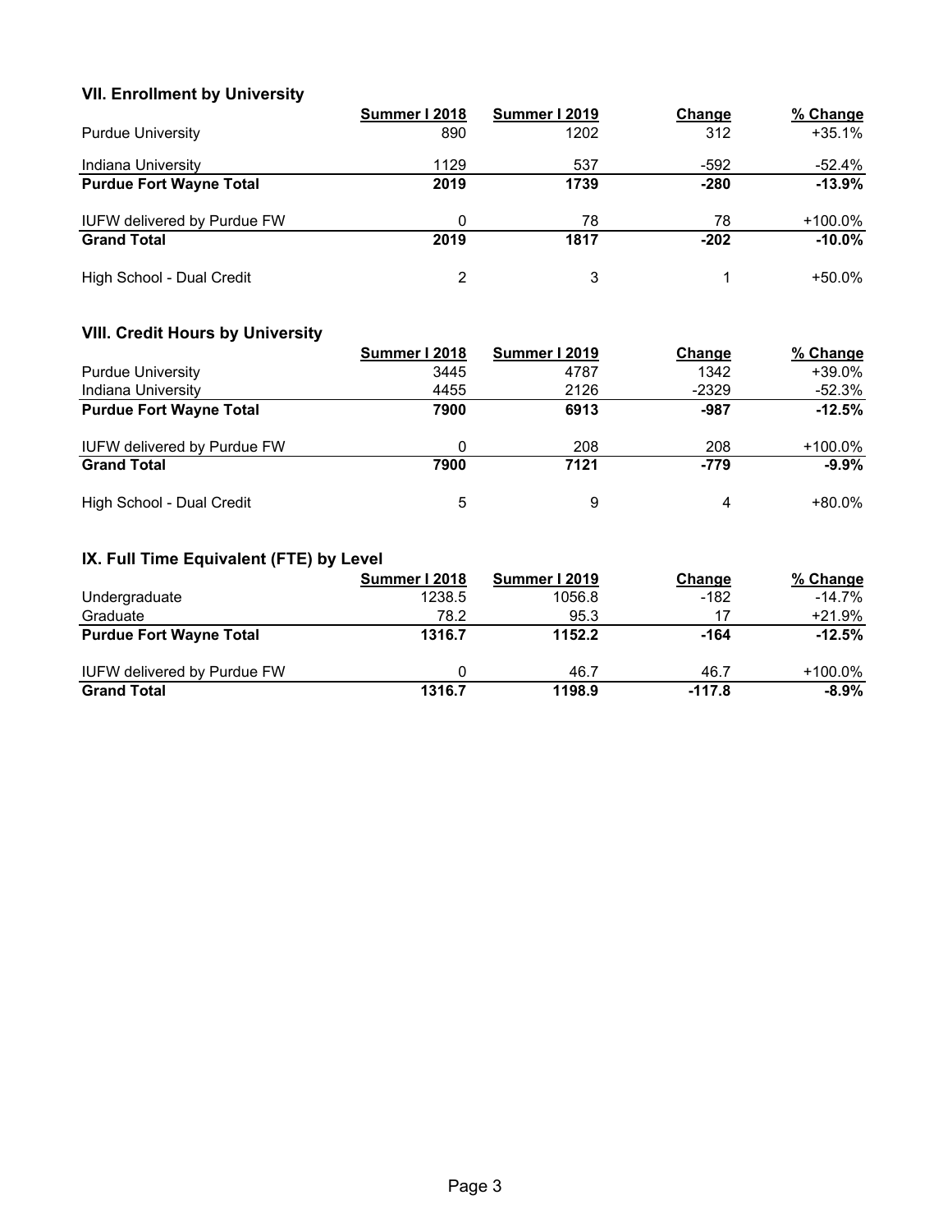### VII. Enrollment by University

| | Summer I 2018 | Summer I 2019 | Change | % Change |
|---|---|---|---|---|
| Purdue University | 890 | 1202 | 312 | +35.1% |
| Indiana University | 1129 | 537 | -592 | -52.4% |
| **Purdue Fort Wayne Total** | **2019** | **1739** | **-280** | **-13.9%** |
| IUFW delivered by Purdue FW | 0 | 78 | 78 | +100.0% |
| **Grand Total** | **2019** | **1817** | **-202** | **-10.0%** |
| High School - Dual Credit | 2 | 3 | 1 | +50.0% |

### VIII. Credit Hours by University

| | Summer I 2018 | Summer I 2019 | Change | % Change |
|---|---|---|---|---|
| Purdue University | 3445 | 4787 | 1342 | +39.0% |
| Indiana University | 4455 | 2126 | -2329 | -52.3% |
| **Purdue Fort Wayne Total** | **7900** | **6913** | **-987** | **-12.5%** |
| IUFW delivered by Purdue FW | 0 | 208 | 208 | +100.0% |
| **Grand Total** | **7900** | **7121** | **-779** | **-9.9%** |
| High School - Dual Credit | 5 | 9 | 4 | +80.0% |

### IX. Full Time Equivalent (FTE) by Level

| | Summer I 2018 | Summer I 2019 | Change | % Change |
|---|---|---|---|---|
| Undergraduate | 1238.5 | 1056.8 | -182 | -14.7% |
| Graduate | 78.2 | 95.3 | 17 | +21.9% |
| **Purdue Fort Wayne Total** | **1316.7** | **1152.2** | **-164** | **-12.5%** |
| IUFW delivered by Purdue FW | 0 | 46.7 | 46.7 | +100.0% |
| **Grand Total** | **1316.7** | **1198.9** | **-117.8** | **-8.9%** |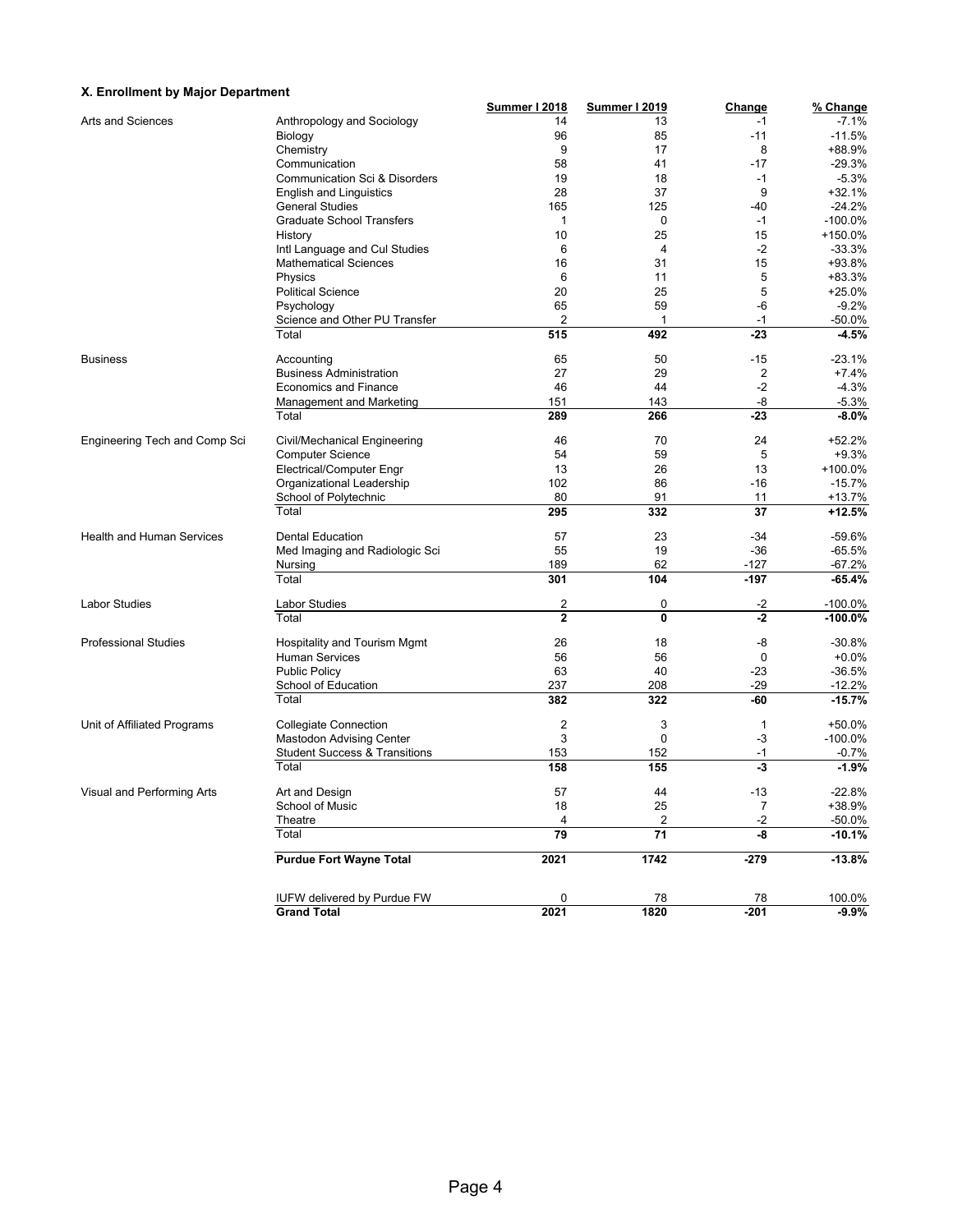### X. Enrollment by Major Department

| | | Summer I 2018 | Summer I 2019 | Change | % Change |
|---|---|---|---|---|---|
| Arts and Sciences | Anthropology and Sociology | 14 | 13 | -1 | -7.1% |
| | Biology | 96 | 85 | -11 | -11.5% |
| | Chemistry | 9 | 17 | 8 | +88.9% |
| | Communication | 58 | 41 | -17 | -29.3% |
| | Communication Sci & Disorders | 19 | 18 | -1 | -5.3% |
| | English and Linguistics | 28 | 37 | 9 | +32.1% |
| | General Studies | 165 | 125 | -40 | -24.2% |
| | Graduate School Transfers | 1 | 0 | -1 | -100.0% |
| | History | 10 | 25 | 15 | +150.0% |
| | Intl Language and Cul Studies | 6 | 4 | -2 | -33.3% |
| | Mathematical Sciences | 16 | 31 | 15 | +93.8% |
| | Physics | 6 | 11 | 5 | +83.3% |
| | Political Science | 20 | 25 | 5 | +25.0% |
| | Psychology | 65 | 59 | -6 | -9.2% |
| | Science and Other PU Transfer | 2 | 1 | -1 | -50.0% |
| | Total | **515** | **492** | **-23** | **-4.5%** |
| Business | Accounting | 65 | 50 | -15 | -23.1% |
| | Business Administration | 27 | 29 | 2 | +7.4% |
| | Economics and Finance | 46 | 44 | -2 | -4.3% |
| | Management and Marketing | 151 | 143 | -8 | -5.3% |
| | Total | **289** | **266** | **-23** | **-8.0%** |
| Engineering Tech and Comp Sci | Civil/Mechanical Engineering | 46 | 70 | 24 | +52.2% |
| | Computer Science | 54 | 59 | 5 | +9.3% |
| | Electrical/Computer Engr | 13 | 26 | 13 | +100.0% |
| | Organizational Leadership | 102 | 86 | -16 | -15.7% |
| | School of Polytechnic | 80 | 91 | 11 | +13.7% |
| | Total | **295** | **332** | **37** | **+12.5%** |
| Health and Human Services | Dental Education | 57 | 23 | -34 | -59.6% |
| | Med Imaging and Radiologic Sci | 55 | 19 | -36 | -65.5% |
| | Nursing | 189 | 62 | -127 | -67.2% |
| | Total | **301** | **104** | **-197** | **-65.4%** |
| Labor Studies | Labor Studies | 2 | 0 | -2 | -100.0% |
| | Total | **2** | **0** | **-2** | **-100.0%** |
| Professional Studies | Hospitality and Tourism Mgmt | 26 | 18 | -8 | -30.8% |
| | Human Services | 56 | 56 | 0 | +0.0% |
| | Public Policy | 63 | 40 | -23 | -36.5% |
| | School of Education | 237 | 208 | -29 | -12.2% |
| | Total | **382** | **322** | **-60** | **-15.7%** |
| Unit of Affiliated Programs | Collegiate Connection | 2 | 3 | 1 | +50.0% |
| | Mastodon Advising Center | 3 | 0 | -3 | -100.0% |
| | Student Success & Transitions | 153 | 152 | -1 | -0.7% |
| | Total | **158** | **155** | **-3** | **-1.9%** |
| Visual and Performing Arts | Art and Design | 57 | 44 | -13 | -22.8% |
| | School of Music | 18 | 25 | 7 | +38.9% |
| | Theatre | 4 | 2 | -2 | -50.0% |
| | Total | **79** | **71** | **-8** | **-10.1%** |
| | **Purdue Fort Wayne Total** | **2021** | **1742** | **-279** | **-13.8%** |
| | IUFW delivered by Purdue FW | 0 | 78 | 78 | 100.0% |
| | **Grand Total** | **2021** | **1820** | **-201** | **-9.9%** |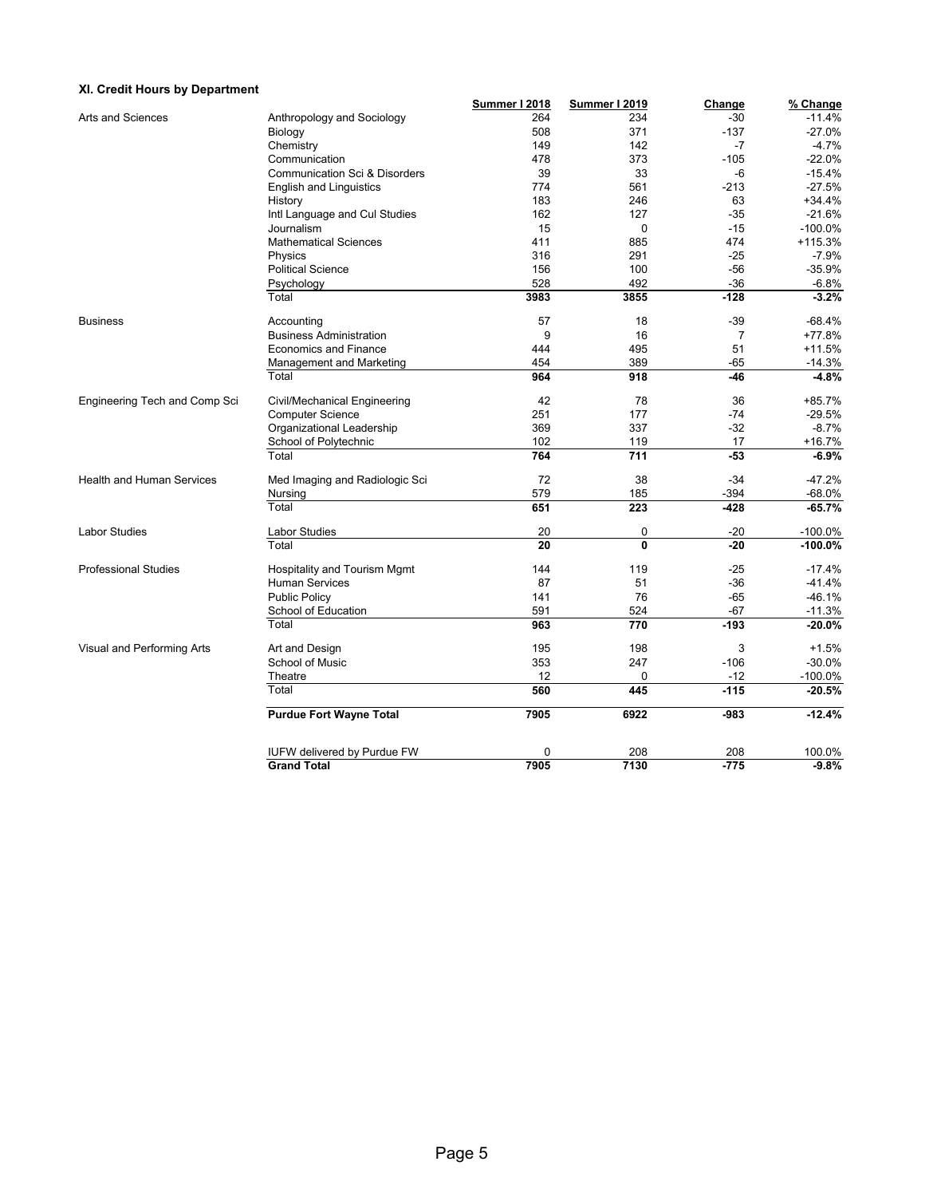### XI. Credit Hours by Department

| | | Summer I 2018 | Summer I 2019 | Change | % Change |
|---|---|---|---|---|---|
| Arts and Sciences | Anthropology and Sociology | 264 | 234 | -30 | -11.4% |
| | Biology | 508 | 371 | -137 | -27.0% |
| | Chemistry | 149 | 142 | -7 | -4.7% |
| | Communication | 478 | 373 | -105 | -22.0% |
| | Communication Sci & Disorders | 39 | 33 | -6 | -15.4% |
| | English and Linguistics | 774 | 561 | -213 | -27.5% |
| | History | 183 | 246 | 63 | +34.4% |
| | Intl Language and Cul Studies | 162 | 127 | -35 | -21.6% |
| | Journalism | 15 | 0 | -15 | -100.0% |
| | Mathematical Sciences | 411 | 885 | 474 | +115.3% |
| | Physics | 316 | 291 | -25 | -7.9% |
| | Political Science | 156 | 100 | -56 | -35.9% |
| | Psychology | 528 | 492 | -36 | -6.8% |
| | Total | **3983** | **3855** | **-128** | **-3.2%** |
| Business | Accounting | 57 | 18 | -39 | -68.4% |
| | Business Administration | 9 | 16 | 7 | +77.8% |
| | Economics and Finance | 444 | 495 | 51 | +11.5% |
| | Management and Marketing | 454 | 389 | -65 | -14.3% |
| | Total | **964** | **918** | **-46** | **-4.8%** |
| Engineering Tech and Comp Sci | Civil/Mechanical Engineering | 42 | 78 | 36 | +85.7% |
| | Computer Science | 251 | 177 | -74 | -29.5% |
| | Organizational Leadership | 369 | 337 | -32 | -8.7% |
| | School of Polytechnic | 102 | 119 | 17 | +16.7% |
| | Total | **764** | **711** | **-53** | **-6.9%** |
| Health and Human Services | Med Imaging and Radiologic Sci | 72 | 38 | -34 | -47.2% |
| | Nursing | 579 | 185 | -394 | -68.0% |
| | Total | **651** | **223** | **-428** | **-65.7%** |
| Labor Studies | Labor Studies | 20 | 0 | -20 | -100.0% |
| | Total | **20** | **0** | **-20** | **-100.0%** |
| Professional Studies | Hospitality and Tourism Mgmt | 144 | 119 | -25 | -17.4% |
| | Human Services | 87 | 51 | -36 | -41.4% |
| | Public Policy | 141 | 76 | -65 | -46.1% |
| | School of Education | 591 | 524 | -67 | -11.3% |
| | Total | **963** | **770** | **-193** | **-20.0%** |
| Visual and Performing Arts | Art and Design | 195 | 198 | 3 | +1.5% |
| | School of Music | 353 | 247 | -106 | -30.0% |
| | Theatre | 12 | 0 | -12 | -100.0% |
| | Total | **560** | **445** | **-115** | **-20.5%** |
| | **Purdue Fort Wayne Total** | **7905** | **6922** | **-983** | **-12.4%** |
| | IUFW delivered by Purdue FW | 0 | 208 | 208 | 100.0% |
| | **Grand Total** | **7905** | **7130** | **-775** | **-9.8%** |